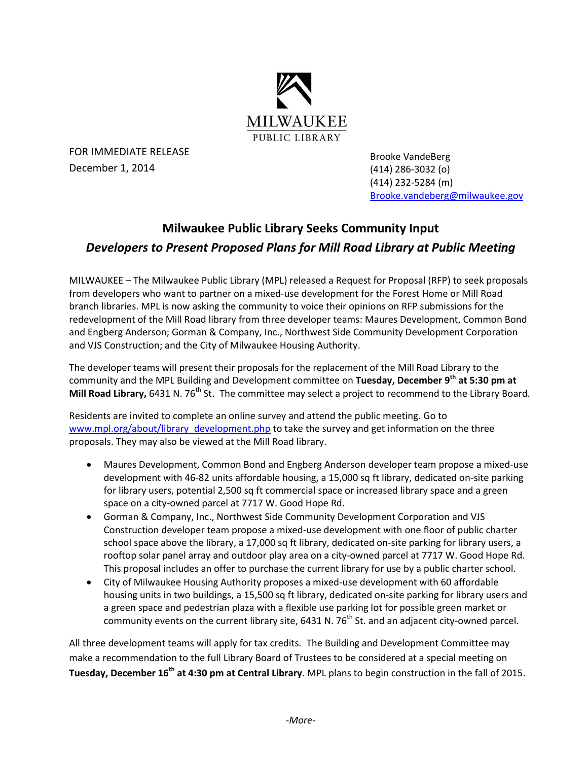MILWAUKEE
PUBLIC LIBRARY

FOR IMMEDIATE RELEASE
December 1, 2014

Brooke VandeBerg
(414) 286-3032 (o)
(414) 232-5284 (m)
Brooke.vandeberg@milwaukee.gov

## Milwaukee Public Library Seeks Community Input

### *Developers to Present Proposed Plans for Mill Road Library at Public Meeting*

MILWAUKEE – The Milwaukee Public Library (MPL) released a Request for Proposal (RFP) to seek proposals from developers who want to partner on a mixed-use development for the Forest Home or Mill Road branch libraries. MPL is now asking the community to voice their opinions on RFP submissions for the redevelopment of the Mill Road library from three developer teams: Maures Development, Common Bond and Engberg Anderson; Gorman & Company, Inc., Northwest Side Community Development Corporation and VJS Construction; and the City of Milwaukee Housing Authority.

The developer teams will present their proposals for the replacement of the Mill Road Library to the community and the MPL Building and Development committee on **Tuesday, December 9th at 5:30 pm at Mill Road Library,** 6431 N. 76th St. The committee may select a project to recommend to the Library Board.

Residents are invited to complete an online survey and attend the public meeting. Go to www.mpl.org/about/library_development.php to take the survey and get information on the three proposals. They may also be viewed at the Mill Road library.

- Maures Development, Common Bond and Engberg Anderson developer team propose a mixed-use development with 46-82 units affordable housing, a 15,000 sq ft library, dedicated on-site parking for library users, potential 2,500 sq ft commercial space or increased library space and a green space on a city-owned parcel at 7717 W. Good Hope Rd.
- Gorman & Company, Inc., Northwest Side Community Development Corporation and VJS Construction developer team propose a mixed-use development with one floor of public charter school space above the library, a 17,000 sq ft library, dedicated on-site parking for library users, a rooftop solar panel array and outdoor play area on a city-owned parcel at 7717 W. Good Hope Rd. This proposal includes an offer to purchase the current library for use by a public charter school.
- City of Milwaukee Housing Authority proposes a mixed-use development with 60 affordable housing units in two buildings, a 15,500 sq ft library, dedicated on-site parking for library users and a green space and pedestrian plaza with a flexible use parking lot for possible green market or community events on the current library site, 6431 N. 76th St. and an adjacent city-owned parcel.

All three development teams will apply for tax credits. The Building and Development Committee may make a recommendation to the full Library Board of Trustees to be considered at a special meeting on **Tuesday, December 16th at 4:30 pm at Central Library**. MPL plans to begin construction in the fall of 2015.

*-More-*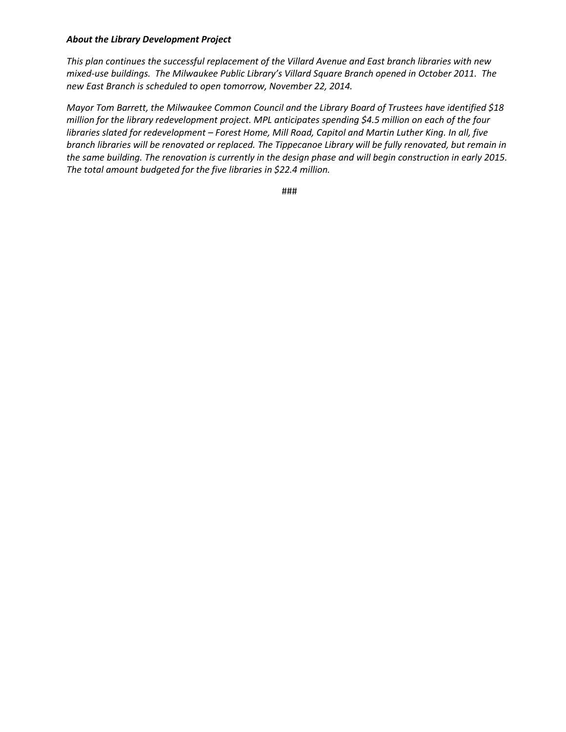***About the Library Development Project***

*This plan continues the successful replacement of the Villard Avenue and East branch libraries with new mixed-use buildings. The Milwaukee Public Library's Villard Square Branch opened in October 2011. The new East Branch is scheduled to open tomorrow, November 22, 2014.*

*Mayor Tom Barrett, the Milwaukee Common Council and the Library Board of Trustees have identified $18 million for the library redevelopment project. MPL anticipates spending $4.5 million on each of the four libraries slated for redevelopment – Forest Home, Mill Road, Capitol and Martin Luther King. In all, five branch libraries will be renovated or replaced. The Tippecanoe Library will be fully renovated, but remain in the same building. The renovation is currently in the design phase and will begin construction in early 2015. The total amount budgeted for the five libraries in $22.4 million.*

###